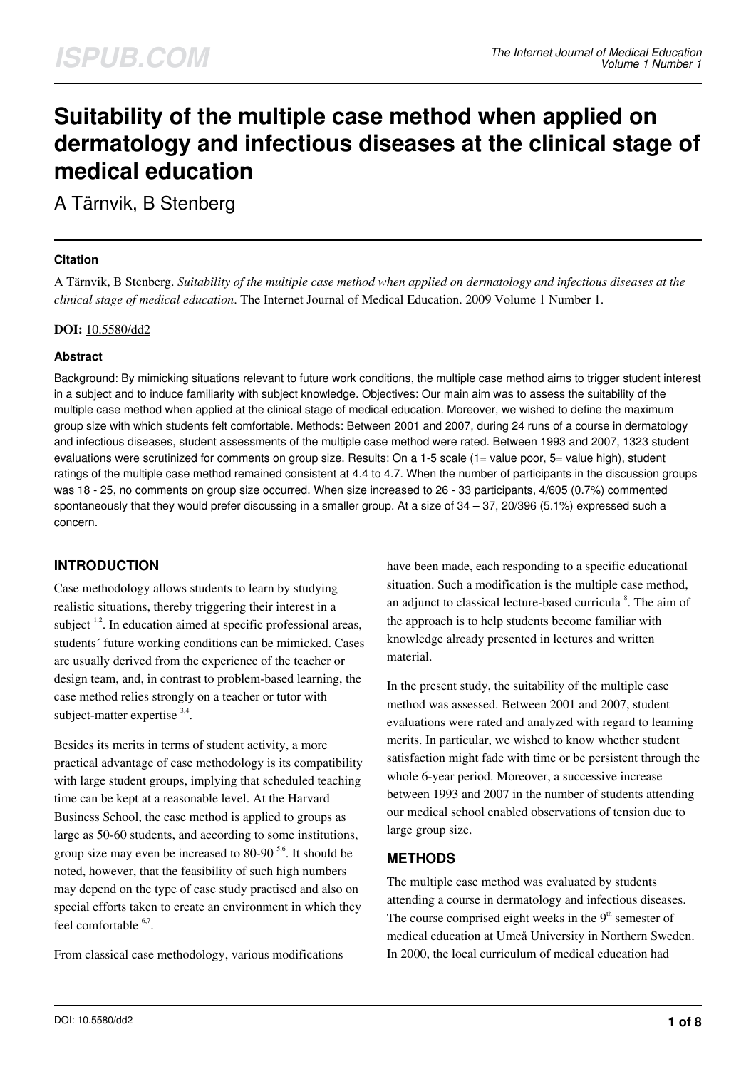# Suitability of the multiple case method when applied on dermatology and infectious diseases at the clinical stage of medical education

A Tärnvik, B Stenberg

### Citation

A Tärnvik, B Stenberg. *Suitability of the multiple case method when applied on dermatology and infectious diseases at the clinical stage of medical education*. The Internet Journal of Medical Education. 2009 Volume 1 Number 1.

**DOI:** 10.5580/dd2

### Abstract

Background: By mimicking situations relevant to future work conditions, the multiple case method aims to trigger student interest in a subject and to induce familiarity with subject knowledge. Objectives: Our main aim was to assess the suitability of the multiple case method when applied at the clinical stage of medical education. Moreover, we wished to define the maximum group size with which students felt comfortable. Methods: Between 2001 and 2007, during 24 runs of a course in dermatology and infectious diseases, student assessments of the multiple case method were rated. Between 1993 and 2007, 1323 student evaluations were scrutinized for comments on group size. Results: On a 1-5 scale (1= value poor, 5= value high), student ratings of the multiple case method remained consistent at 4.4 to 4.7. When the number of participants in the discussion groups was 18 - 25, no comments on group size occurred. When size increased to 26 - 33 participants, 4/605 (0.7%) commented spontaneously that they would prefer discussing in a smaller group. At a size of 34 – 37, 20/396 (5.1%) expressed such a concern.

## INTRODUCTION

Case methodology allows students to learn by studying realistic situations, thereby triggering their interest in a subject [1,2]. In education aimed at specific professional areas, students´ future working conditions can be mimicked. Cases are usually derived from the experience of the teacher or design team, and, in contrast to problem-based learning, the case method relies strongly on a teacher or tutor with subject-matter expertise [3,4].

Besides its merits in terms of student activity, a more practical advantage of case methodology is its compatibility with large student groups, implying that scheduled teaching time can be kept at a reasonable level. At the Harvard Business School, the case method is applied to groups as large as 50-60 students, and according to some institutions, group size may even be increased to 80-90 [5,6]. It should be noted, however, that the feasibility of such high numbers may depend on the type of case study practised and also on special efforts taken to create an environment in which they feel comfortable [6,7].

From classical case methodology, various modifications have been made, each responding to a specific educational situation. Such a modification is the multiple case method, an adjunct to classical lecture-based curricula [8]. The aim of the approach is to help students become familiar with knowledge already presented in lectures and written material.

In the present study, the suitability of the multiple case method was assessed. Between 2001 and 2007, student evaluations were rated and analyzed with regard to learning merits. In particular, we wished to know whether student satisfaction might fade with time or be persistent through the whole 6-year period. Moreover, a successive increase between 1993 and 2007 in the number of students attending our medical school enabled observations of tension due to large group size.

## METHODS

The multiple case method was evaluated by students attending a course in dermatology and infectious diseases. The course comprised eight weeks in the 9th semester of medical education at Umeå University in Northern Sweden. In 2000, the local curriculum of medical education had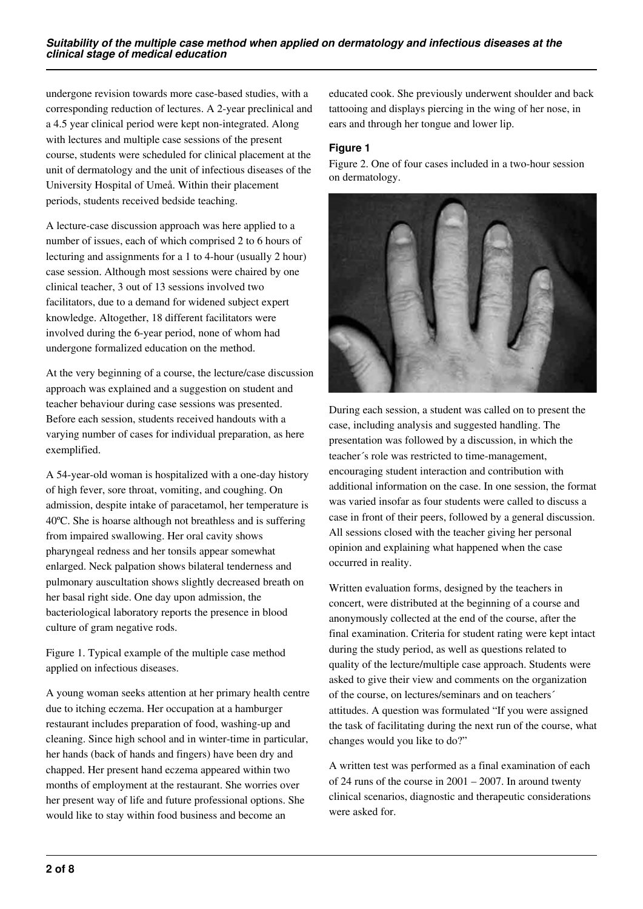undergone revision towards more case-based studies, with a corresponding reduction of lectures. A 2-year preclinical and a 4.5 year clinical period were kept non-integrated. Along with lectures and multiple case sessions of the present course, students were scheduled for clinical placement at the unit of dermatology and the unit of infectious diseases of the University Hospital of Umeå. Within their placement periods, students received bedside teaching.

A lecture-case discussion approach was here applied to a number of issues, each of which comprised 2 to 6 hours of lecturing and assignments for a 1 to 4-hour (usually 2 hour) case session. Although most sessions were chaired by one clinical teacher, 3 out of 13 sessions involved two facilitators, due to a demand for widened subject expert knowledge. Altogether, 18 different facilitators were involved during the 6-year period, none of whom had undergone formalized education on the method.

At the very beginning of a course, the lecture/case discussion approach was explained and a suggestion on student and teacher behaviour during case sessions was presented. Before each session, students received handouts with a varying number of cases for individual preparation, as here exemplified.

A 54-year-old woman is hospitalized with a one-day history of high fever, sore throat, vomiting, and coughing. On admission, despite intake of paracetamol, her temperature is 40ºC. She is hoarse although not breathless and is suffering from impaired swallowing. Her oral cavity shows pharyngeal redness and her tonsils appear somewhat enlarged. Neck palpation shows bilateral tenderness and pulmonary auscultation shows slightly decreased breath on her basal right side. One day upon admission, the bacteriological laboratory reports the presence in blood culture of gram negative rods.

Figure 1. Typical example of the multiple case method applied on infectious diseases.

A young woman seeks attention at her primary health centre due to itching eczema. Her occupation at a hamburger restaurant includes preparation of food, washing-up and cleaning. Since high school and in winter-time in particular, her hands (back of hands and fingers) have been dry and chapped. Her present hand eczema appeared within two months of employment at the restaurant. She worries over her present way of life and future professional options. She would like to stay within food business and become an educated cook. She previously underwent shoulder and back tattooing and displays piercing in the wing of her nose, in ears and through her tongue and lower lip.

#### Figure 1

Figure 2. One of four cases included in a two-hour session on dermatology.

During each session, a student was called on to present the case, including analysis and suggested handling. The presentation was followed by a discussion, in which the teacher´s role was restricted to time-management, encouraging student interaction and contribution with additional information on the case. In one session, the format was varied insofar as four students were called to discuss a case in front of their peers, followed by a general discussion. All sessions closed with the teacher giving her personal opinion and explaining what happened when the case occurred in reality.

Written evaluation forms, designed by the teachers in concert, were distributed at the beginning of a course and anonymously collected at the end of the course, after the final examination. Criteria for student rating were kept intact during the study period, as well as questions related to quality of the lecture/multiple case approach. Students were asked to give their view and comments on the organization of the course, on lectures/seminars and on teachers´ attitudes. A question was formulated "If you were assigned the task of facilitating during the next run of the course, what changes would you like to do?"

A written test was performed as a final examination of each of 24 runs of the course in 2001 – 2007. In around twenty clinical scenarios, diagnostic and therapeutic considerations were asked for.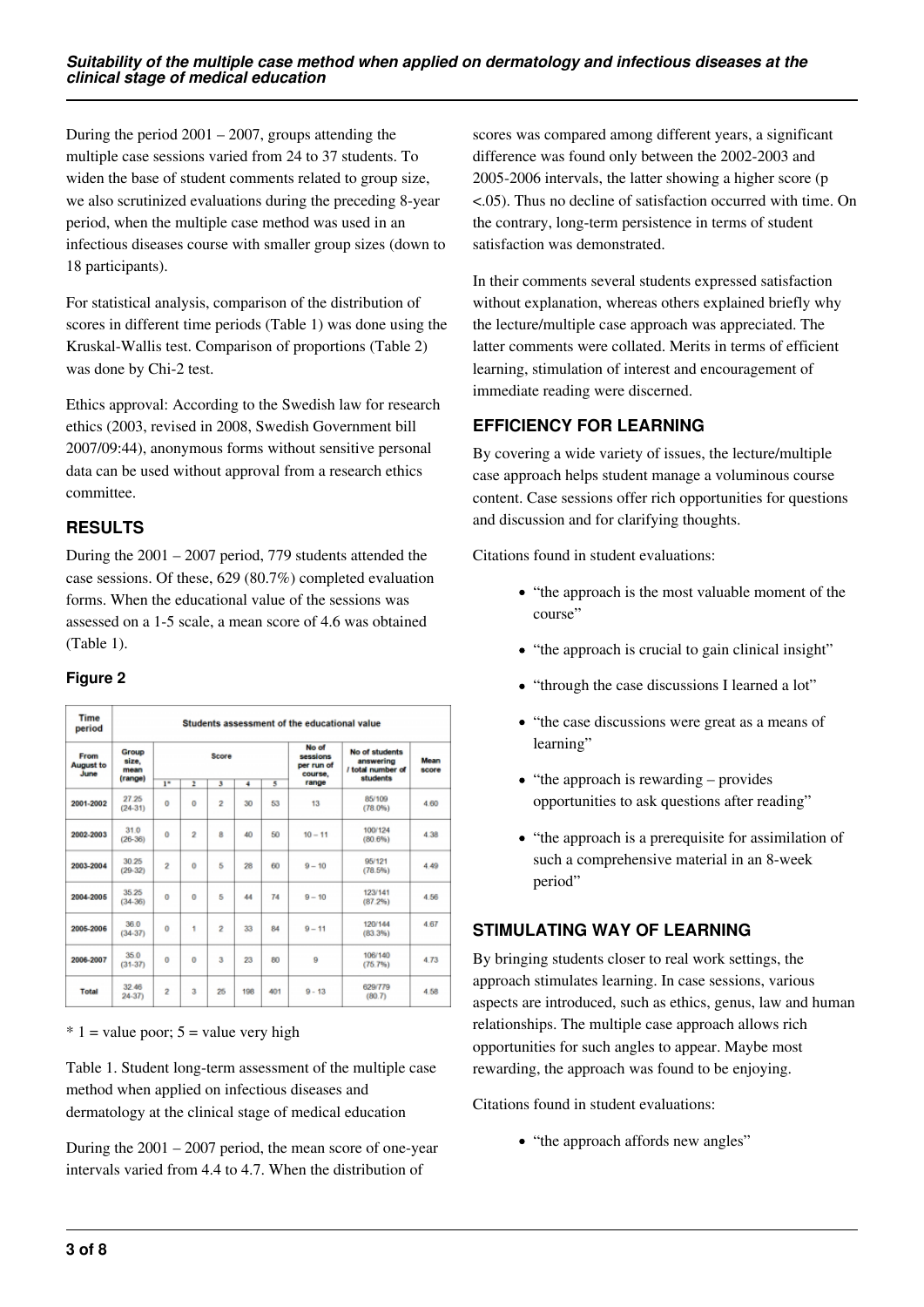During the period 2001 – 2007, groups attending the multiple case sessions varied from 24 to 37 students. To widen the base of student comments related to group size, we also scrutinized evaluations during the preceding 8-year period, when the multiple case method was used in an infectious diseases course with smaller group sizes (down to 18 participants).

For statistical analysis, comparison of the distribution of scores in different time periods (Table 1) was done using the Kruskal-Wallis test. Comparison of proportions (Table 2) was done by Chi-2 test.

Ethics approval: According to the Swedish law for research ethics (2003, revised in 2008, Swedish Government bill 2007/09:44), anonymous forms without sensitive personal data can be used without approval from a research ethics committee.

## RESULTS

During the 2001 – 2007 period, 779 students attended the case sessions. Of these, 629 (80.7%) completed evaluation forms. When the educational value of the sessions was assessed on a 1-5 scale, a mean score of 4.6 was obtained (Table 1).

### Figure 2

| Time period | Students assessment of the educational value | | | | | | | | |
|---|---|---|---|---|---|---|---|---|---|
| From August to June | Group size, mean (range) | Score | | | | | No of sessions per run of course, range | No of students answering / total number of students | Mean score |
| | | 1* | 2 | 3 | 4 | 5 | | | |
| 2001-2002 | 27.25 (24-31) | 0 | 0 | 2 | 30 | 53 | 13 | 85/109 (78.0%) | 4.60 |
| 2002-2003 | 31.0 (26-36) | 0 | 2 | 8 | 40 | 50 | 10 – 11 | 100/124 (80.6%) | 4.38 |
| 2003-2004 | 30.25 (29-32) | 2 | 0 | 5 | 28 | 60 | 9 – 10 | 95/121 (78.5%) | 4.49 |
| 2004-2005 | 35.25 (34-36) | 0 | 0 | 5 | 44 | 74 | 9 – 10 | 123/141 (87.2%) | 4.56 |
| 2005-2006 | 36.0 (34-37) | 0 | 1 | 2 | 33 | 84 | 9 – 11 | 120/144 (83.3%) | 4.67 |
| 2006-2007 | 35.0 (31-37) | 0 | 0 | 3 | 23 | 80 | 9 | 106/140 (75.7%) | 4.73 |
| Total | 32.46 24-37) | 2 | 3 | 25 | 198 | 401 | 9 - 13 | 629/779 (80.7) | 4.58 |

\* 1 = value poor; 5 = value very high

Table 1. Student long-term assessment of the multiple case method when applied on infectious diseases and dermatology at the clinical stage of medical education

During the 2001 – 2007 period, the mean score of one-year intervals varied from 4.4 to 4.7. When the distribution of scores was compared among different years, a significant difference was found only between the 2002-2003 and 2005-2006 intervals, the latter showing a higher score ($p < .05$). Thus no decline of satisfaction occurred with time. On the contrary, long-term persistence in terms of student satisfaction was demonstrated.

In their comments several students expressed satisfaction without explanation, whereas others explained briefly why the lecture/multiple case approach was appreciated. The latter comments were collated. Merits in terms of efficient learning, stimulation of interest and encouragement of immediate reading were discerned.

## EFFICIENCY FOR LEARNING

By covering a wide variety of issues, the lecture/multiple case approach helps student manage a voluminous course content. Case sessions offer rich opportunities for questions and discussion and for clarifying thoughts.

Citations found in student evaluations:

- "the approach is the most valuable moment of the course"
- "the approach is crucial to gain clinical insight"
- "through the case discussions I learned a lot"
- "the case discussions were great as a means of learning"
- "the approach is rewarding – provides opportunities to ask questions after reading"
- "the approach is a prerequisite for assimilation of such a comprehensive material in an 8-week period"

## STIMULATING WAY OF LEARNING

By bringing students closer to real work settings, the approach stimulates learning. In case sessions, various aspects are introduced, such as ethics, genus, law and human relationships. The multiple case approach allows rich opportunities for such angles to appear. Maybe most rewarding, the approach was found to be enjoying.

Citations found in student evaluations:

- "the approach affords new angles"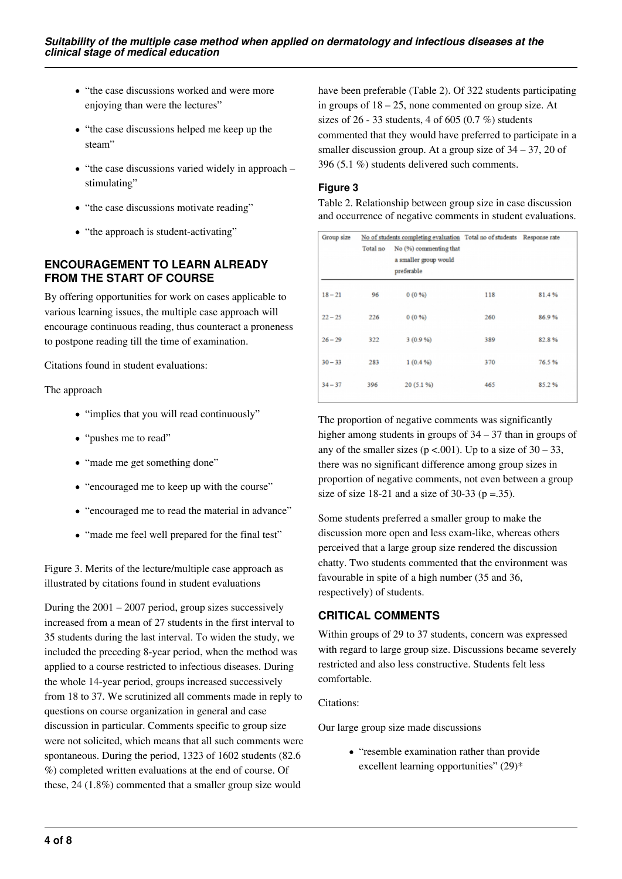- "the case discussions worked and were more enjoying than were the lectures"
- "the case discussions helped me keep up the steam"
- "the case discussions varied widely in approach – stimulating"
- "the case discussions motivate reading"
- "the approach is student-activating"

## ENCOURAGEMENT TO LEARN ALREADY FROM THE START OF COURSE

By offering opportunities for work on cases applicable to various learning issues, the multiple case approach will encourage continuous reading, thus counteract a proneness to postpone reading till the time of examination.

Citations found in student evaluations:

The approach

- "implies that you will read continuously"
- "pushes me to read"
- "made me get something done"
- "encouraged me to keep up with the course"
- "encouraged me to read the material in advance"
- "made me feel well prepared for the final test"

Figure 3. Merits of the lecture/multiple case approach as illustrated by citations found in student evaluations

During the 2001 – 2007 period, group sizes successively increased from a mean of 27 students in the first interval to 35 students during the last interval. To widen the study, we included the preceding 8-year period, when the method was applied to a course restricted to infectious diseases. During the whole 14-year period, groups increased successively from 18 to 37. We scrutinized all comments made in reply to questions on course organization in general and case discussion in particular. Comments specific to group size were not solicited, which means that all such comments were spontaneous. During the period, 1323 of 1602 students (82.6 %) completed written evaluations at the end of course. Of these, 24 (1.8%) commented that a smaller group size would have been preferable (Table 2). Of 322 students participating in groups of 18 – 25, none commented on group size. At sizes of 26 - 33 students, 4 of 605 (0.7 %) students commented that they would have preferred to participate in a smaller discussion group. At a group size of 34 – 37, 20 of 396 (5.1 %) students delivered such comments.

### Figure 3

Table 2. Relationship between group size in case discussion and occurrence of negative comments in student evaluations.

| Group size | No of students completing evaluation | | Total no of students | Response rate |
|---|---|---|---|---|
| | Total no | No (%) commenting that a smaller group would preferable | | |
| 18 – 21 | 96 | 0 (0 %) | 118 | 81.4 % |
| 22 – 25 | 226 | 0 (0 %) | 260 | 86.9 % |
| 26 – 29 | 322 | 3 (0.9 %) | 389 | 82.8 % |
| 30 – 33 | 283 | 1 (0.4 %) | 370 | 76.5 % |
| 34 – 37 | 396 | 20 (5.1 %) | 465 | 85.2 % |

The proportion of negative comments was significantly higher among students in groups of 34 – 37 than in groups of any of the smaller sizes ($p < .001$). Up to a size of 30 – 33, there was no significant difference among group sizes in proportion of negative comments, not even between a group size of size 18-21 and a size of 30-33 ($p = .35$).

Some students preferred a smaller group to make the discussion more open and less exam-like, whereas others perceived that a large group size rendered the discussion chatty. Two students commented that the environment was favourable in spite of a high number (35 and 36, respectively) of students.

## CRITICAL COMMENTS

Within groups of 29 to 37 students, concern was expressed with regard to large group size. Discussions became severely restricted and also less constructive. Students felt less comfortable.

Citations:

Our large group size made discussions

- "resemble examination rather than provide excellent learning opportunities" (29)*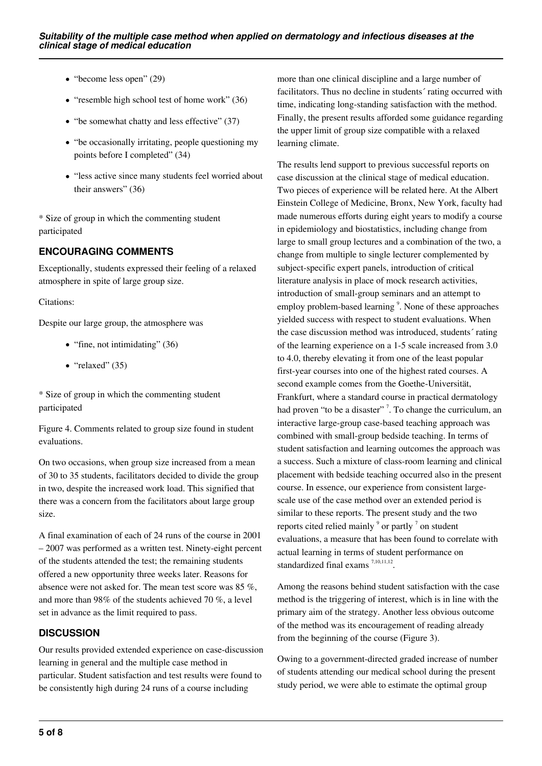- "become less open" (29)
- "resemble high school test of home work" (36)
- "be somewhat chatty and less effective" (37)
- "be occasionally irritating, people questioning my points before I completed" (34)
- "less active since many students feel worried about their answers" (36)

* Size of group in which the commenting student participated

### ENCOURAGING COMMENTS

Exceptionally, students expressed their feeling of a relaxed atmosphere in spite of large group size.

Citations:

Despite our large group, the atmosphere was

- "fine, not intimidating" (36)
- "relaxed" (35)

* Size of group in which the commenting student participated

Figure 4. Comments related to group size found in student evaluations.

On two occasions, when group size increased from a mean of 30 to 35 students, facilitators decided to divide the group in two, despite the increased work load. This signified that there was a concern from the facilitators about large group size.

A final examination of each of 24 runs of the course in 2001 – 2007 was performed as a written test. Ninety-eight percent of the students attended the test; the remaining students offered a new opportunity three weeks later. Reasons for absence were not asked for. The mean test score was 85 %, and more than 98% of the students achieved 70 %, a level set in advance as the limit required to pass.

## DISCUSSION

Our results provided extended experience on case-discussion learning in general and the multiple case method in particular. Student satisfaction and test results were found to be consistently high during 24 runs of a course including more than one clinical discipline and a large number of facilitators. Thus no decline in students´ rating occurred with time, indicating long-standing satisfaction with the method. Finally, the present results afforded some guidance regarding the upper limit of group size compatible with a relaxed learning climate.

The results lend support to previous successful reports on case discussion at the clinical stage of medical education. Two pieces of experience will be related here. At the Albert Einstein College of Medicine, Bronx, New York, faculty had made numerous efforts during eight years to modify a course in epidemiology and biostatistics, including change from large to small group lectures and a combination of the two, a change from multiple to single lecturer complemented by subject-specific expert panels, introduction of critical literature analysis in place of mock research activities, introduction of small-group seminars and an attempt to employ problem-based learning [9]. None of these approaches yielded success with respect to student evaluations. When the case discussion method was introduced, students´ rating of the learning experience on a 1-5 scale increased from 3.0 to 4.0, thereby elevating it from one of the least popular first-year courses into one of the highest rated courses. A second example comes from the Goethe-Universität, Frankfurt, where a standard course in practical dermatology had proven "to be a disaster" [7]. To change the curriculum, an interactive large-group case-based teaching approach was combined with small-group bedside teaching. In terms of student satisfaction and learning outcomes the approach was a success. Such a mixture of class-room learning and clinical placement with bedside teaching occurred also in the present course. In essence, our experience from consistent large-scale use of the case method over an extended period is similar to these reports. The present study and the two reports cited relied mainly [9] or partly [7] on student evaluations, a measure that has been found to correlate with actual learning in terms of student performance on standardized final exams [7,10,11,12].

Among the reasons behind student satisfaction with the case method is the triggering of interest, which is in line with the primary aim of the strategy. Another less obvious outcome of the method was its encouragement of reading already from the beginning of the course (Figure 3).

Owing to a government-directed graded increase of number of students attending our medical school during the present study period, we were able to estimate the optimal group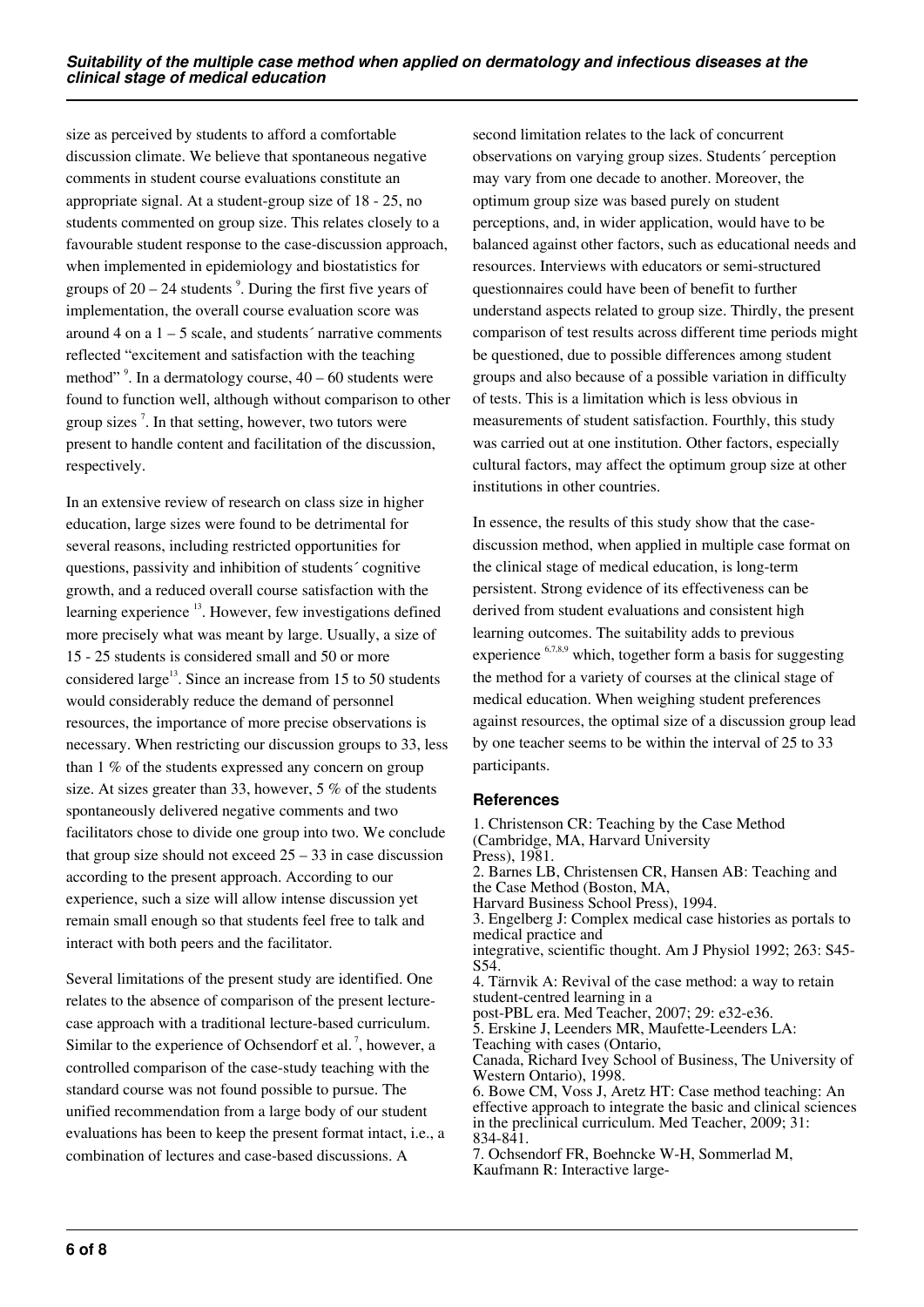size as perceived by students to afford a comfortable discussion climate. We believe that spontaneous negative comments in student course evaluations constitute an appropriate signal. At a student-group size of 18 - 25, no students commented on group size. This relates closely to a favourable student response to the case-discussion approach, when implemented in epidemiology and biostatistics for groups of 20 – 24 students [9]. During the first five years of implementation, the overall course evaluation score was around 4 on a 1 – 5 scale, and students´ narrative comments reflected "excitement and satisfaction with the teaching method" [9]. In a dermatology course, 40 – 60 students were found to function well, although without comparison to other group sizes [7]. In that setting, however, two tutors were present to handle content and facilitation of the discussion, respectively.

In an extensive review of research on class size in higher education, large sizes were found to be detrimental for several reasons, including restricted opportunities for questions, passivity and inhibition of students´ cognitive growth, and a reduced overall course satisfaction with the learning experience [13]. However, few investigations defined more precisely what was meant by large. Usually, a size of 15 - 25 students is considered small and 50 or more considered large[13]. Since an increase from 15 to 50 students would considerably reduce the demand of personnel resources, the importance of more precise observations is necessary. When restricting our discussion groups to 33, less than 1 % of the students expressed any concern on group size. At sizes greater than 33, however, 5 % of the students spontaneously delivered negative comments and two facilitators chose to divide one group into two. We conclude that group size should not exceed 25 – 33 in case discussion according to the present approach. According to our experience, such a size will allow intense discussion yet remain small enough so that students feel free to talk and interact with both peers and the facilitator.

Several limitations of the present study are identified. One relates to the absence of comparison of the present lecture-case approach with a traditional lecture-based curriculum. Similar to the experience of Ochsendorf et al. [7], however, a controlled comparison of the case-study teaching with the standard course was not found possible to pursue. The unified recommendation from a large body of our student evaluations has been to keep the present format intact, i.e., a combination of lectures and case-based discussions. A second limitation relates to the lack of concurrent observations on varying group sizes. Students´ perception may vary from one decade to another. Moreover, the optimum group size was based purely on student perceptions, and, in wider application, would have to be balanced against other factors, such as educational needs and resources. Interviews with educators or semi-structured questionnaires could have been of benefit to further understand aspects related to group size. Thirdly, the present comparison of test results across different time periods might be questioned, due to possible differences among student groups and also because of a possible variation in difficulty of tests. This is a limitation which is less obvious in measurements of student satisfaction. Fourthly, this study was carried out at one institution. Other factors, especially cultural factors, may affect the optimum group size at other institutions in other countries.

In essence, the results of this study show that the case-discussion method, when applied in multiple case format on the clinical stage of medical education, is long-term persistent. Strong evidence of its effectiveness can be derived from student evaluations and consistent high learning outcomes. The suitability adds to previous experience [6,7,8,9] which, together form a basis for suggesting the method for a variety of courses at the clinical stage of medical education. When weighing student preferences against resources, the optimal size of a discussion group lead by one teacher seems to be within the interval of 25 to 33 participants.

## References

1. Christenson CR: Teaching by the Case Method (Cambridge, MA, Harvard University Press), 1981.
2. Barnes LB, Christensen CR, Hansen AB: Teaching and the Case Method (Boston, MA, Harvard Business School Press), 1994.
3. Engelberg J: Complex medical case histories as portals to medical practice and integrative, scientific thought. Am J Physiol 1992; 263: S45-S54.
4. Tärnvik A: Revival of the case method: a way to retain student-centred learning in a post-PBL era. Med Teacher, 2007; 29: e32-e36.
5. Erskine J, Leenders MR, Maufette-Leenders LA: Teaching with cases (Ontario, Canada, Richard Ivey School of Business, The University of Western Ontario), 1998.
6. Bowe CM, Voss J, Aretz HT: Case method teaching: An effective approach to integrate the basic and clinical sciences in the preclinical curriculum. Med Teacher, 2009; 31: 834-841.
7. Ochsendorf FR, Boehncke W-H, Sommerlad M, Kaufmann R: Interactive large-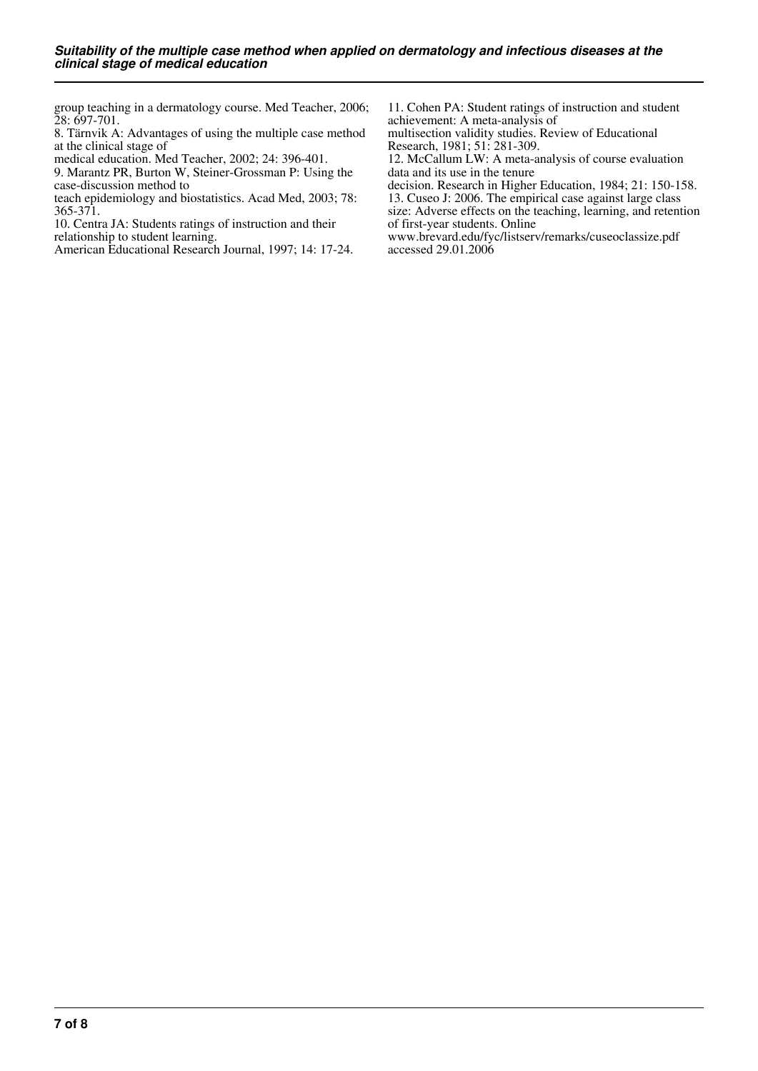group teaching in a dermatology course. Med Teacher, 2006; 28: 697-701.

8. Tärnvik A: Advantages of using the multiple case method at the clinical stage of medical education. Med Teacher, 2002; 24: 396-401.

9. Marantz PR, Burton W, Steiner-Grossman P: Using the case-discussion method to teach epidemiology and biostatistics. Acad Med, 2003; 78: 365-371.

10. Centra JA: Students ratings of instruction and their relationship to student learning. American Educational Research Journal, 1997; 14: 17-24.

11. Cohen PA: Student ratings of instruction and student achievement: A meta-analysis of multisection validity studies. Review of Educational Research, 1981; 51: 281-309.

12. McCallum LW: A meta-analysis of course evaluation data and its use in the tenure decision. Research in Higher Education, 1984; 21: 150-158.

13. Cuseo J: 2006. The empirical case against large class size: Adverse effects on the teaching, learning, and retention of first-year students. Online www.brevard.edu/fyc/listserv/remarks/cuseoclassize.pdf accessed 29.01.2006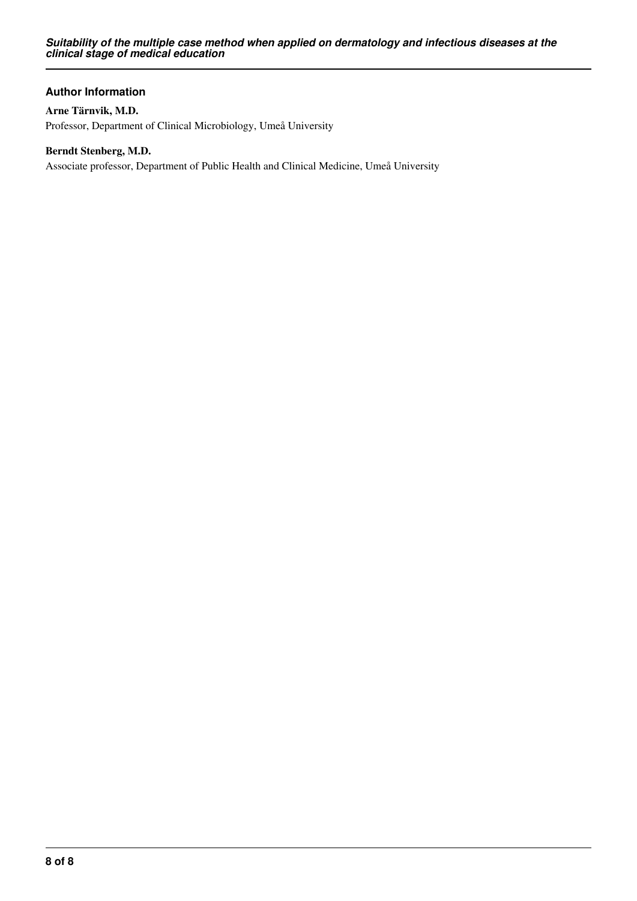## Author Information

**Arne Tärnvik, M.D.**
Professor, Department of Clinical Microbiology, Umeå University

**Berndt Stenberg, M.D.**
Associate professor, Department of Public Health and Clinical Medicine, Umeå University